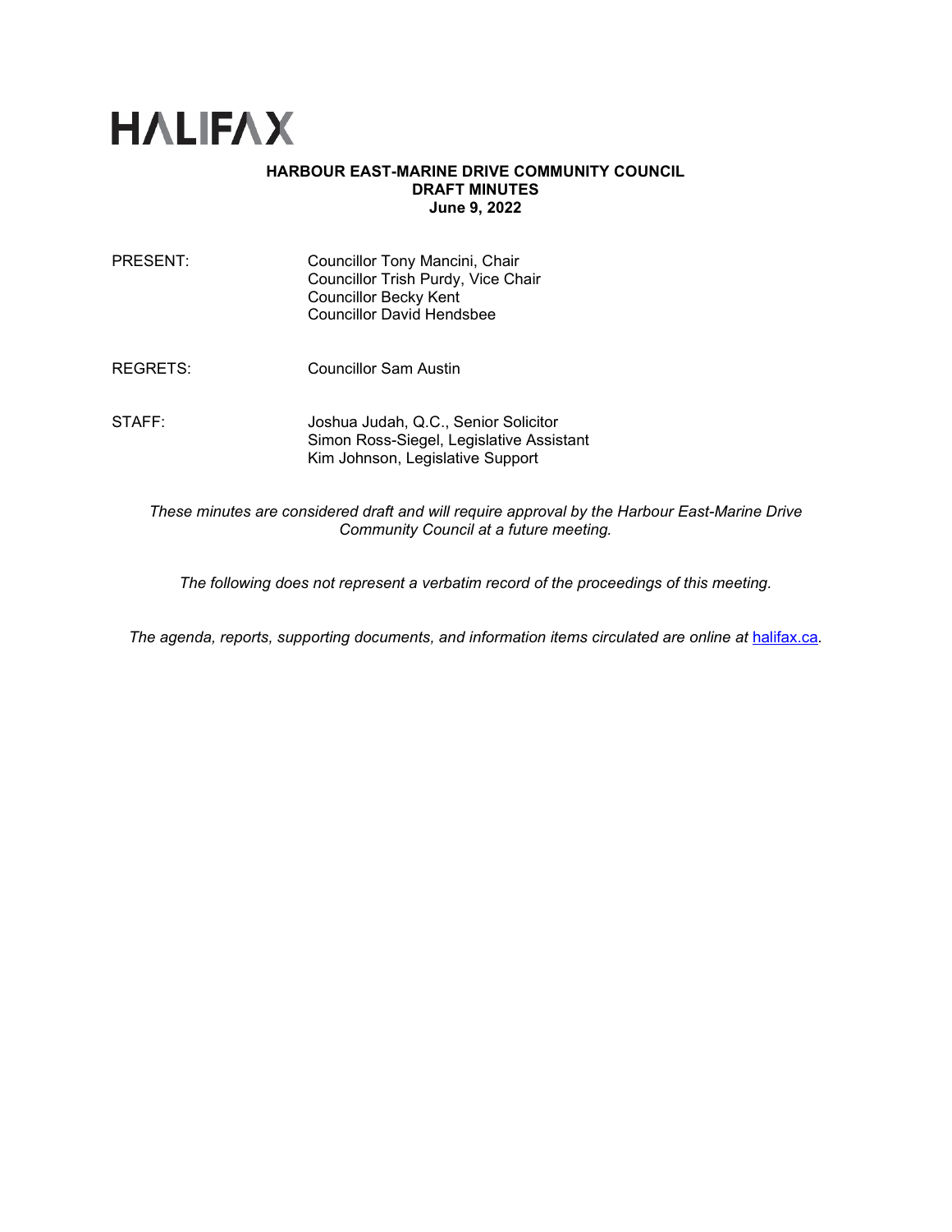# HALIFAX

**HARBOUR EAST-MARINE DRIVE COMMUNITY COUNCIL**
**DRAFT MINUTES**
**June 9, 2022**

PRESENT: Councillor Tony Mancini, Chair
Councillor Trish Purdy, Vice Chair
Councillor Becky Kent
Councillor David Hendsbee

REGRETS: Councillor Sam Austin

STAFF: Joshua Judah, Q.C., Senior Solicitor
Simon Ross-Siegel, Legislative Assistant
Kim Johnson, Legislative Support

*These minutes are considered draft and will require approval by the Harbour East-Marine Drive Community Council at a future meeting.*

*The following does not represent a verbatim record of the proceedings of this meeting.*

*The agenda, reports, supporting documents, and information items circulated are online at* [halifax.ca](halifax.ca)*.*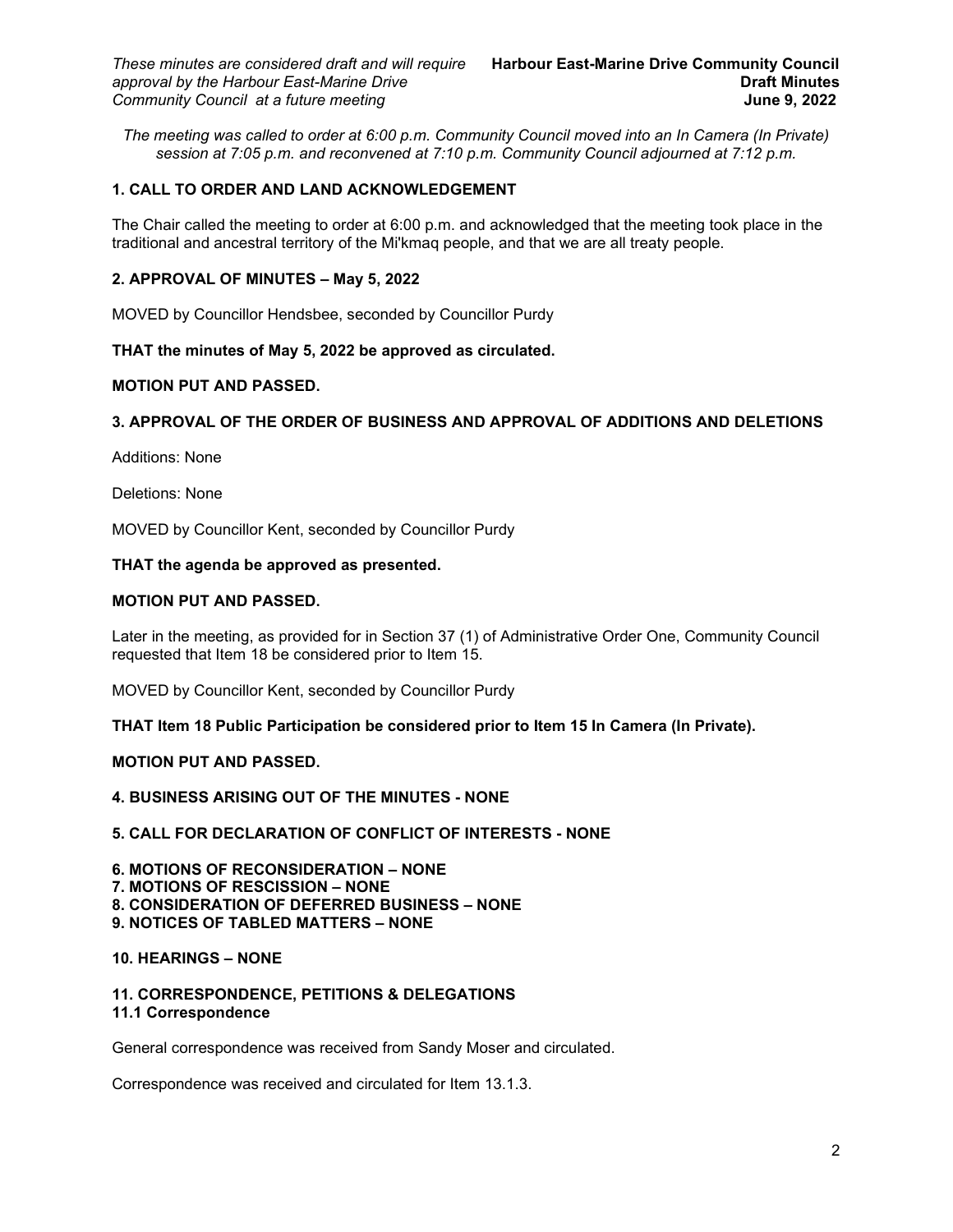*The meeting was called to order at 6:00 p.m. Community Council moved into an In Camera (In Private) session at 7:05 p.m. and reconvened at 7:10 p.m. Community Council adjourned at 7:12 p.m.*

**1. CALL TO ORDER AND LAND ACKNOWLEDGEMENT**

The Chair called the meeting to order at 6:00 p.m. and acknowledged that the meeting took place in the traditional and ancestral territory of the Mi'kmaq people, and that we are all treaty people.

**2. APPROVAL OF MINUTES – May 5, 2022**

MOVED by Councillor Hendsbee, seconded by Councillor Purdy

**THAT the minutes of May 5, 2022 be approved as circulated.**

**MOTION PUT AND PASSED.**

**3. APPROVAL OF THE ORDER OF BUSINESS AND APPROVAL OF ADDITIONS AND DELETIONS**

Additions: None

Deletions: None

MOVED by Councillor Kent, seconded by Councillor Purdy

**THAT the agenda be approved as presented.**

**MOTION PUT AND PASSED.**

Later in the meeting, as provided for in Section 37 (1) of Administrative Order One, Community Council requested that Item 18 be considered prior to Item 15.

MOVED by Councillor Kent, seconded by Councillor Purdy

**THAT Item 18 Public Participation be considered prior to Item 15 In Camera (In Private).**

**MOTION PUT AND PASSED.**

**4. BUSINESS ARISING OUT OF THE MINUTES - NONE**

**5. CALL FOR DECLARATION OF CONFLICT OF INTERESTS - NONE**

**6. MOTIONS OF RECONSIDERATION – NONE**
**7. MOTIONS OF RESCISSION – NONE**
**8. CONSIDERATION OF DEFERRED BUSINESS – NONE**
**9. NOTICES OF TABLED MATTERS – NONE**

**10. HEARINGS – NONE**

**11. CORRESPONDENCE, PETITIONS & DELEGATIONS**
**11.1 Correspondence**

General correspondence was received from Sandy Moser and circulated.

Correspondence was received and circulated for Item 13.1.3.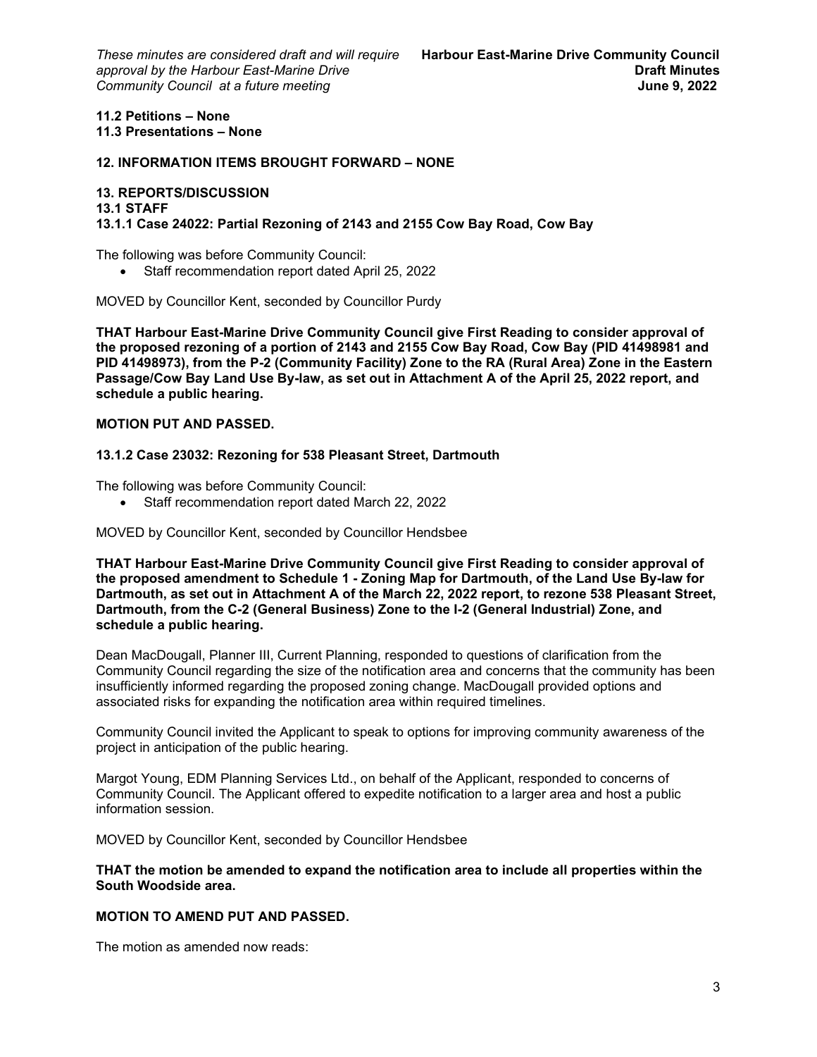**11.2 Petitions – None**
**11.3 Presentations – None**

## 12. INFORMATION ITEMS BROUGHT FORWARD – NONE

## 13. REPORTS/DISCUSSION
### 13.1 STAFF
#### 13.1.1 Case 24022: Partial Rezoning of 2143 and 2155 Cow Bay Road, Cow Bay

The following was before Community Council:

- Staff recommendation report dated April 25, 2022

MOVED by Councillor Kent, seconded by Councillor Purdy

**THAT Harbour East-Marine Drive Community Council give First Reading to consider approval of the proposed rezoning of a portion of 2143 and 2155 Cow Bay Road, Cow Bay (PID 41498981 and PID 41498973), from the P-2 (Community Facility) Zone to the RA (Rural Area) Zone in the Eastern Passage/Cow Bay Land Use By-law, as set out in Attachment A of the April 25, 2022 report, and schedule a public hearing.**

**MOTION PUT AND PASSED.**

#### 13.1.2 Case 23032: Rezoning for 538 Pleasant Street, Dartmouth

The following was before Community Council:

- Staff recommendation report dated March 22, 2022

MOVED by Councillor Kent, seconded by Councillor Hendsbee

**THAT Harbour East-Marine Drive Community Council give First Reading to consider approval of the proposed amendment to Schedule 1 - Zoning Map for Dartmouth, of the Land Use By-law for Dartmouth, as set out in Attachment A of the March 22, 2022 report, to rezone 538 Pleasant Street, Dartmouth, from the C-2 (General Business) Zone to the I-2 (General Industrial) Zone, and schedule a public hearing.**

Dean MacDougall, Planner III, Current Planning, responded to questions of clarification from the Community Council regarding the size of the notification area and concerns that the community has been insufficiently informed regarding the proposed zoning change. MacDougall provided options and associated risks for expanding the notification area within required timelines.

Community Council invited the Applicant to speak to options for improving community awareness of the project in anticipation of the public hearing.

Margot Young, EDM Planning Services Ltd., on behalf of the Applicant, responded to concerns of Community Council. The Applicant offered to expedite notification to a larger area and host a public information session.

MOVED by Councillor Kent, seconded by Councillor Hendsbee

**THAT the motion be amended to expand the notification area to include all properties within the South Woodside area.**

**MOTION TO AMEND PUT AND PASSED.**

The motion as amended now reads: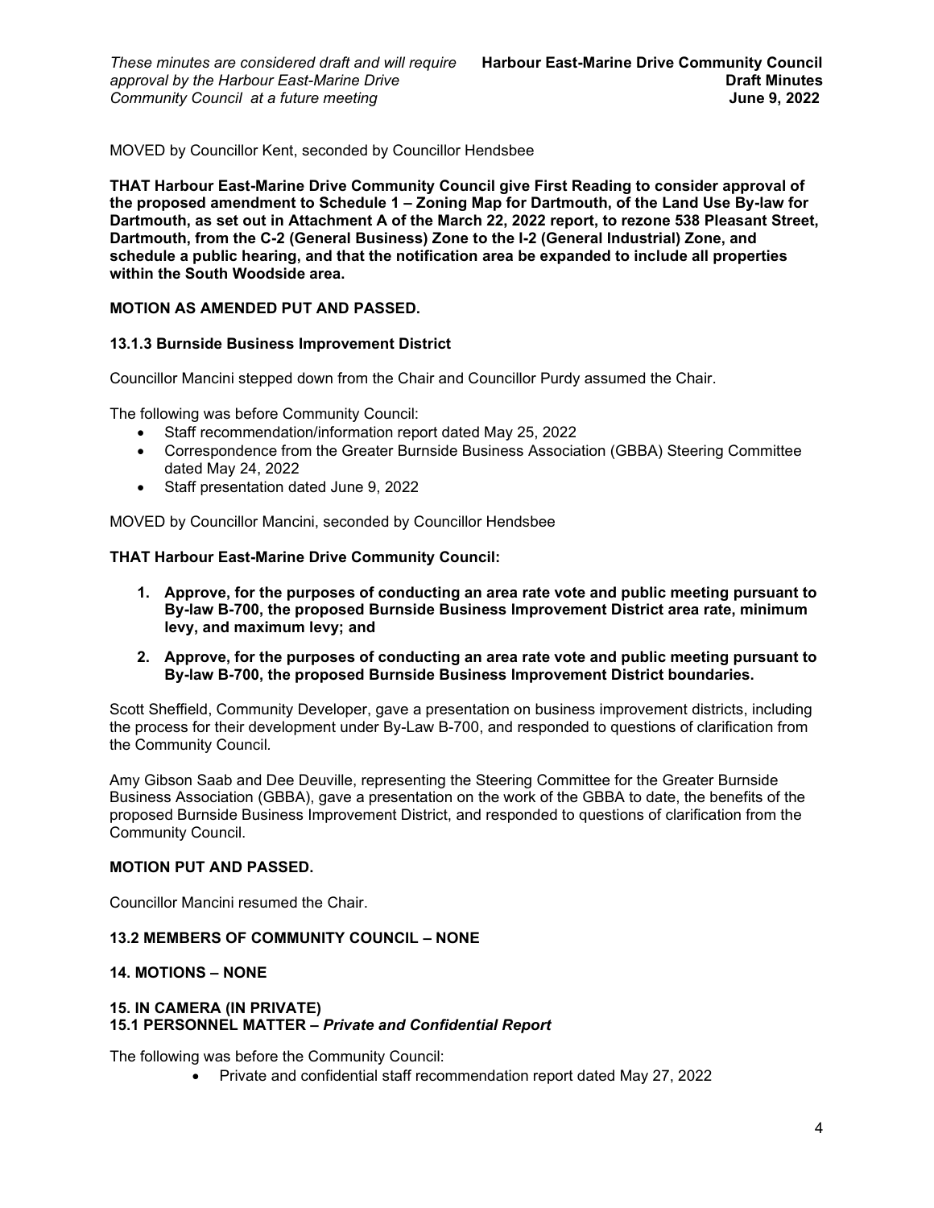MOVED by Councillor Kent, seconded by Councillor Hendsbee

**THAT Harbour East-Marine Drive Community Council give First Reading to consider approval of the proposed amendment to Schedule 1 – Zoning Map for Dartmouth, of the Land Use By-law for Dartmouth, as set out in Attachment A of the March 22, 2022 report, to rezone 538 Pleasant Street, Dartmouth, from the C-2 (General Business) Zone to the I-2 (General Industrial) Zone, and schedule a public hearing, and that the notification area be expanded to include all properties within the South Woodside area.**

**MOTION AS AMENDED PUT AND PASSED.**

### 13.1.3 Burnside Business Improvement District

Councillor Mancini stepped down from the Chair and Councillor Purdy assumed the Chair.

The following was before Community Council:

- Staff recommendation/information report dated May 25, 2022
- Correspondence from the Greater Burnside Business Association (GBBA) Steering Committee dated May 24, 2022
- Staff presentation dated June 9, 2022

MOVED by Councillor Mancini, seconded by Councillor Hendsbee

**THAT Harbour East-Marine Drive Community Council:**

1. **Approve, for the purposes of conducting an area rate vote and public meeting pursuant to By-law B-700, the proposed Burnside Business Improvement District area rate, minimum levy, and maximum levy; and**
2. **Approve, for the purposes of conducting an area rate vote and public meeting pursuant to By-law B-700, the proposed Burnside Business Improvement District boundaries.**

Scott Sheffield, Community Developer, gave a presentation on business improvement districts, including the process for their development under By-Law B-700, and responded to questions of clarification from the Community Council.

Amy Gibson Saab and Dee Deuville, representing the Steering Committee for the Greater Burnside Business Association (GBBA), gave a presentation on the work of the GBBA to date, the benefits of the proposed Burnside Business Improvement District, and responded to questions of clarification from the Community Council.

**MOTION PUT AND PASSED.**

Councillor Mancini resumed the Chair.

### 13.2 MEMBERS OF COMMUNITY COUNCIL – NONE

## 14. MOTIONS – NONE

## 15. IN CAMERA (IN PRIVATE)

### 15.1 PERSONNEL MATTER – *Private and Confidential Report*

The following was before the Community Council:

- Private and confidential staff recommendation report dated May 27, 2022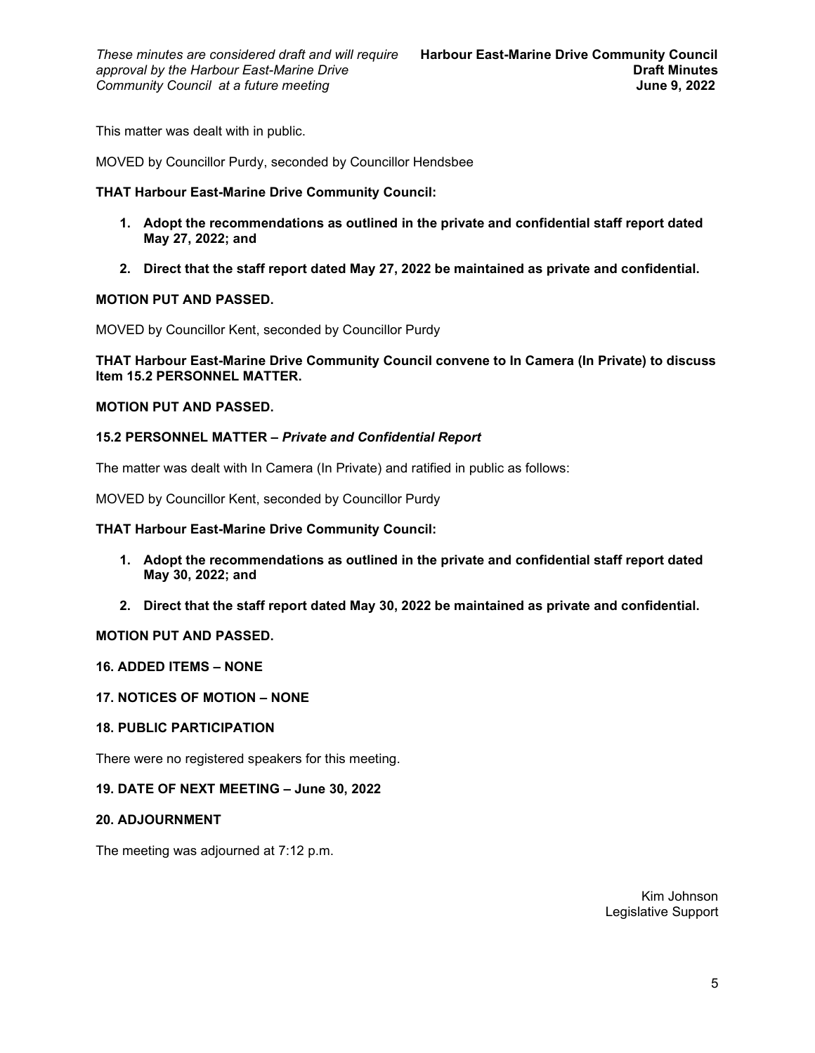This matter was dealt with in public.

MOVED by Councillor Purdy, seconded by Councillor Hendsbee

**THAT Harbour East-Marine Drive Community Council:**

1. **Adopt the recommendations as outlined in the private and confidential staff report dated May 27, 2022; and**
2. **Direct that the staff report dated May 27, 2022 be maintained as private and confidential.**

**MOTION PUT AND PASSED.**

MOVED by Councillor Kent, seconded by Councillor Purdy

**THAT Harbour East-Marine Drive Community Council convene to In Camera (In Private) to discuss Item 15.2 PERSONNEL MATTER.**

**MOTION PUT AND PASSED.**

**15.2 PERSONNEL MATTER –** ***Private and Confidential Report***

The matter was dealt with In Camera (In Private) and ratified in public as follows:

MOVED by Councillor Kent, seconded by Councillor Purdy

**THAT Harbour East-Marine Drive Community Council:**

1. **Adopt the recommendations as outlined in the private and confidential staff report dated May 30, 2022; and**
2. **Direct that the staff report dated May 30, 2022 be maintained as private and confidential.**

**MOTION PUT AND PASSED.**

**16. ADDED ITEMS – NONE**

**17. NOTICES OF MOTION – NONE**

**18. PUBLIC PARTICIPATION**

There were no registered speakers for this meeting.

**19. DATE OF NEXT MEETING – June 30, 2022**

**20. ADJOURNMENT**

The meeting was adjourned at 7:12 p.m.

Kim Johnson
Legislative Support